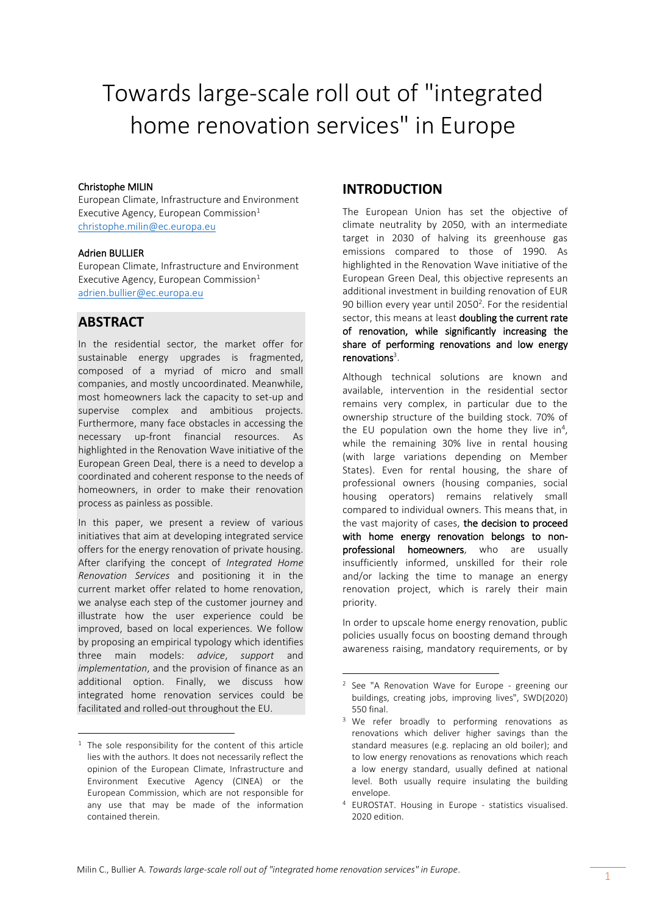# Towards large-scale roll out of "integrated home renovation services" in Europe

**Christophe MILIN**
European Climate, Infrastructure and Environment Executive Agency, European Commission[1]
christophe.milin@ec.europa.eu

**Adrien BULLIER**
European Climate, Infrastructure and Environment Executive Agency, European Commission[1]
adrien.bullier@ec.europa.eu

## ABSTRACT

In the residential sector, the market offer for sustainable energy upgrades is fragmented, composed of a myriad of micro and small companies, and mostly uncoordinated. Meanwhile, most homeowners lack the capacity to set-up and supervise complex and ambitious projects. Furthermore, many face obstacles in accessing the necessary up-front financial resources. As highlighted in the Renovation Wave initiative of the European Green Deal, there is a need to develop a coordinated and coherent response to the needs of homeowners, in order to make their renovation process as painless as possible.

In this paper, we present a review of various initiatives that aim at developing integrated service offers for the energy renovation of private housing. After clarifying the concept of *Integrated Home Renovation Services* and positioning it in the current market offer related to home renovation, we analyse each step of the customer journey and illustrate how the user experience could be improved, based on local experiences. We follow by proposing an empirical typology which identifies three main models: *advice*, *support* and *implementation*, and the provision of finance as an additional option. Finally, we discuss how integrated home renovation services could be facilitated and rolled-out throughout the EU.

## INTRODUCTION

The European Union has set the objective of climate neutrality by 2050, with an intermediate target in 2030 of halving its greenhouse gas emissions compared to those of 1990. As highlighted in the Renovation Wave initiative of the European Green Deal, this objective represents an additional investment in building renovation of EUR 90 billion every year until 2050[2]. For the residential sector, this means at least **doubling the current rate of renovation, while significantly increasing the share of performing renovations and low energy renovations**[3].

Although technical solutions are known and available, intervention in the residential sector remains very complex, in particular due to the ownership structure of the building stock. 70% of the EU population own the home they live in[4], while the remaining 30% live in rental housing (with large variations depending on Member States). Even for rental housing, the share of professional owners (housing companies, social housing operators) remains relatively small compared to individual owners. This means that, in the vast majority of cases, **the decision to proceed with home energy renovation belongs to non-professional homeowners**, who are usually insufficiently informed, unskilled for their role and/or lacking the time to manage an energy renovation project, which is rarely their main priority.

In order to upscale home energy renovation, public policies usually focus on boosting demand through awareness raising, mandatory requirements, or by

[1] The sole responsibility for the content of this article lies with the authors. It does not necessarily reflect the opinion of the European Climate, Infrastructure and Environment Executive Agency (CINEA) or the European Commission, which are not responsible for any use that may be made of the information contained therein.

[2] See "A Renovation Wave for Europe - greening our buildings, creating jobs, improving lives", SWD(2020) 550 final.

[3] We refer broadly to performing renovations as renovations which deliver higher savings than the standard measures (e.g. replacing an old boiler); and to low energy renovations as renovations which reach a low energy standard, usually defined at national level. Both usually require insulating the building envelope.

[4] EUROSTAT. Housing in Europe - statistics visualised. 2020 edition.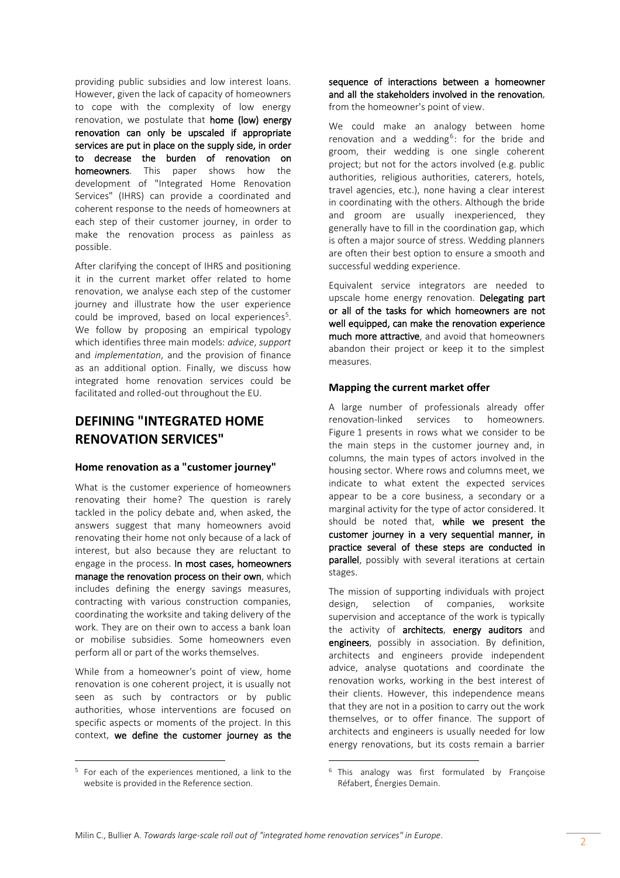providing public subsidies and low interest loans. However, given the lack of capacity of homeowners to cope with the complexity of low energy renovation, we postulate that **home (low) energy renovation can only be upscaled if appropriate services are put in place on the supply side, in order to decrease the burden of renovation on homeowners**. This paper shows how the development of "Integrated Home Renovation Services" (IHRS) can provide a coordinated and coherent response to the needs of homeowners at each step of their customer journey, in order to make the renovation process as painless as possible.

After clarifying the concept of IHRS and positioning it in the current market offer related to home renovation, we analyse each step of the customer journey and illustrate how the user experience could be improved, based on local experiences[5]. We follow by proposing an empirical typology which identifies three main models: *advice*, *support* and *implementation*, and the provision of finance as an additional option. Finally, we discuss how integrated home renovation services could be facilitated and rolled-out throughout the EU.

# DEFINING "INTEGRATED HOME RENOVATION SERVICES"

## Home renovation as a "customer journey"

What is the customer experience of homeowners renovating their home? The question is rarely tackled in the policy debate and, when asked, the answers suggest that many homeowners avoid renovating their home not only because of a lack of interest, but also because they are reluctant to engage in the process. **In most cases, homeowners manage the renovation process on their own**, which includes defining the energy savings measures, contracting with various construction companies, coordinating the worksite and taking delivery of the work. They are on their own to access a bank loan or mobilise subsidies. Some homeowners even perform all or part of the works themselves.

While from a homeowner's point of view, home renovation is one coherent project, it is usually not seen as such by contractors or by public authorities, whose interventions are focused on specific aspects or moments of the project. In this context, **we define the customer journey as the sequence of interactions between a homeowner and all the stakeholders involved in the renovation**, from the homeowner's point of view.

We could make an analogy between home renovation and a wedding[6]: for the bride and groom, their wedding is one single coherent project; but not for the actors involved (e.g. public authorities, religious authorities, caterers, hotels, travel agencies, etc.), none having a clear interest in coordinating with the others. Although the bride and groom are usually inexperienced, they generally have to fill in the coordination gap, which is often a major source of stress. Wedding planners are often their best option to ensure a smooth and successful wedding experience.

Equivalent service integrators are needed to upscale home energy renovation. **Delegating part or all of the tasks for which homeowners are not well equipped, can make the renovation experience much more attractive**, and avoid that homeowners abandon their project or keep it to the simplest measures.

## Mapping the current market offer

A large number of professionals already offer renovation-linked services to homeowners. Figure 1 presents in rows what we consider to be the main steps in the customer journey and, in columns, the main types of actors involved in the housing sector. Where rows and columns meet, we indicate to what extent the expected services appear to be a core business, a secondary or a marginal activity for the type of actor considered. It should be noted that, **while we present the customer journey in a very sequential manner, in practice several of these steps are conducted in parallel**, possibly with several iterations at certain stages.

The mission of supporting individuals with project design, selection of companies, worksite supervision and acceptance of the work is typically the activity of **architects**, **energy auditors** and **engineers**, possibly in association. By definition, architects and engineers provide independent advice, analyse quotations and coordinate the renovation works, working in the best interest of their clients. However, this independence means that they are not in a position to carry out the work themselves, or to offer finance. The support of architects and engineers is usually needed for low energy renovations, but its costs remain a barrier

[5] For each of the experiences mentioned, a link to the website is provided in the Reference section.

[6] This analogy was first formulated by Françoise Réfabert, Énergies Demain.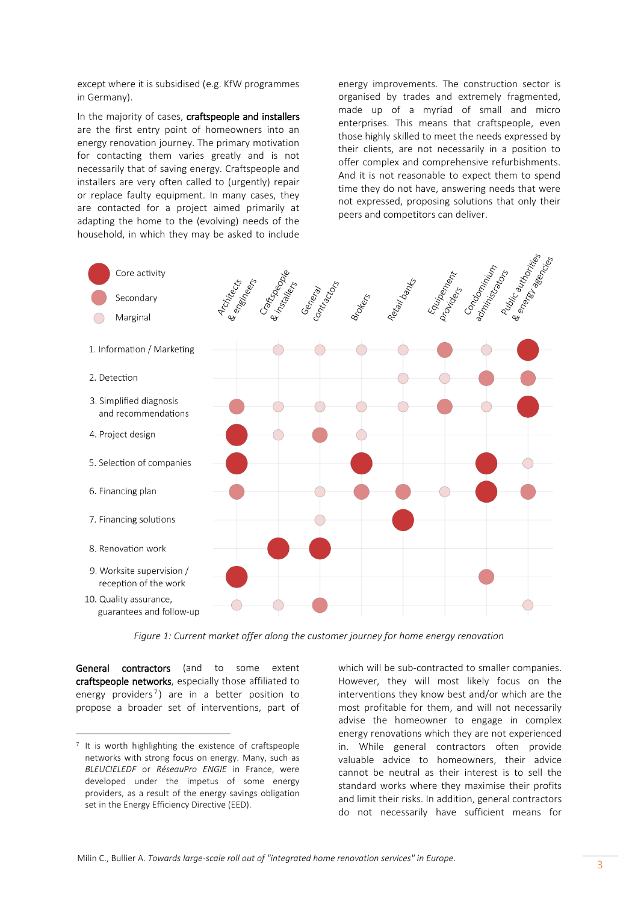except where it is subsidised (e.g. KfW programmes in Germany).

In the majority of cases, **craftspeople and installers** are the first entry point of homeowners into an energy renovation journey. The primary motivation for contacting them varies greatly and is not necessarily that of saving energy. Craftspeople and installers are very often called to (urgently) repair or replace faulty equipment. In many cases, they are contacted for a project aimed primarily at adapting the home to the (evolving) needs of the household, in which they may be asked to include energy improvements. The construction sector is organised by trades and extremely fragmented, made up of a myriad of small and micro enterprises. This means that craftspeople, even those highly skilled to meet the needs expressed by their clients, are not necessarily in a position to offer complex and comprehensive refurbishments. And it is not reasonable to expect them to spend time they do not have, answering needs that were not expressed, proposing solutions that only their peers and competitors can deliver.

| | Architects & engineers | Craftspeople & installers | General contractors | Brokers | Retail banks | Equipement providers | Condominium administrators | Public authorities & energy agencies |
|---|---|---|---|---|---|---|---|---|
| 1. Information / Marketing | | Marginal | Marginal | Marginal | Marginal | Secondary | Marginal | Core activity |
| 2. Detection | | | | | Marginal | Marginal | Secondary | Secondary |
| 3. Simplified diagnosis and recommendations | Secondary | Marginal | Marginal | Marginal | Marginal | Secondary | Marginal | Core activity |
| 4. Project design | Core activity | Marginal | Secondary | Marginal | | | | |
| 5. Selection of companies | Core activity | | | Core activity | | | Core activity | Marginal |
| 6. Financing plan | Secondary | | Marginal | Secondary | Secondary | Marginal | Core activity | Secondary |
| 7. Financing solutions | | | Marginal | | Core activity | | | |
| 8. Renovation work | | Core activity | Core activity | | | | | |
| 9. Worksite supervision / reception of the work | Core activity | | | | | | Secondary | |
| 10. Quality assurance, guarantees and follow-up | Marginal | Marginal | Secondary | | | | | Marginal |

*Figure 1: Current market offer along the customer journey for home energy renovation*

**General contractors** (and to some extent **craftspeople networks**, especially those affiliated to energy providers[7]) are in a better position to propose a broader set of interventions, part of which will be sub-contracted to smaller companies. However, they will most likely focus on the interventions they know best and/or which are the most profitable for them, and will not necessarily advise the homeowner to engage in complex energy renovations which they are not experienced in. While general contractors often provide valuable advice to homeowners, their advice cannot be neutral as their interest is to sell the standard works where they maximise their profits and limit their risks. In addition, general contractors do not necessarily have sufficient means for

[7] It is worth highlighting the existence of craftspeople networks with strong focus on energy. Many, such as *BLEUCIELEDF* or *RéseauPro ENGIE* in France, were developed under the impetus of some energy providers, as a result of the energy savings obligation set in the Energy Efficiency Directive (EED).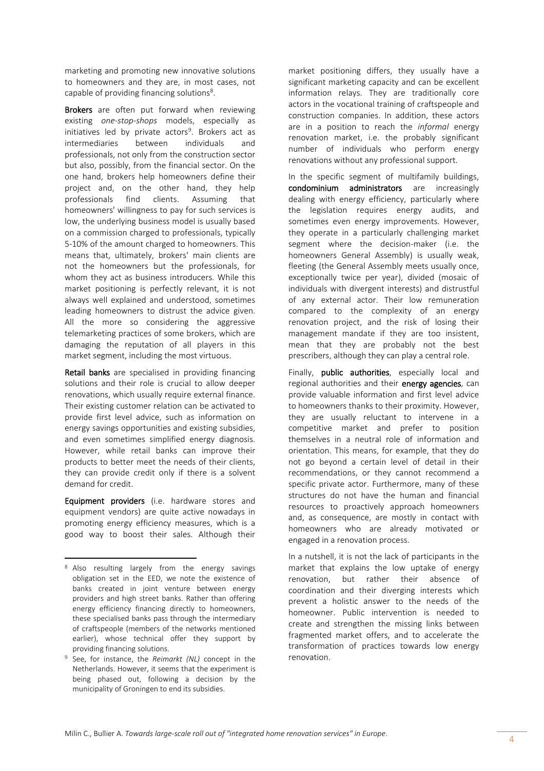marketing and promoting new innovative solutions to homeowners and they are, in most cases, not capable of providing financing solutions[8].

**Brokers** are often put forward when reviewing existing *one-stop-shops* models, especially as initiatives led by private actors[9]. Brokers act as intermediaries between individuals and professionals, not only from the construction sector but also, possibly, from the financial sector. On the one hand, brokers help homeowners define their project and, on the other hand, they help professionals find clients. Assuming that homeowners' willingness to pay for such services is low, the underlying business model is usually based on a commission charged to professionals, typically 5-10% of the amount charged to homeowners. This means that, ultimately, brokers' main clients are not the homeowners but the professionals, for whom they act as business introducers. While this market positioning is perfectly relevant, it is not always well explained and understood, sometimes leading homeowners to distrust the advice given. All the more so considering the aggressive telemarketing practices of some brokers, which are damaging the reputation of all players in this market segment, including the most virtuous.

**Retail banks** are specialised in providing financing solutions and their role is crucial to allow deeper renovations, which usually require external finance. Their existing customer relation can be activated to provide first level advice, such as information on energy savings opportunities and existing subsidies, and even sometimes simplified energy diagnosis. However, while retail banks can improve their products to better meet the needs of their clients, they can provide credit only if there is a solvent demand for credit.

**Equipment providers** (i.e. hardware stores and equipment vendors) are quite active nowadays in promoting energy efficiency measures, which is a good way to boost their sales. Although their market positioning differs, they usually have a significant marketing capacity and can be excellent information relays. They are traditionally core actors in the vocational training of craftspeople and construction companies. In addition, these actors are in a position to reach the *informal* energy renovation market, i.e. the probably significant number of individuals who perform energy renovations without any professional support.

In the specific segment of multifamily buildings, **condominium administrators** are increasingly dealing with energy efficiency, particularly where the legislation requires energy audits, and sometimes even energy improvements. However, they operate in a particularly challenging market segment where the decision-maker (i.e. the homeowners General Assembly) is usually weak, fleeting (the General Assembly meets usually once, exceptionally twice per year), divided (mosaic of individuals with divergent interests) and distrustful of any external actor. Their low remuneration compared to the complexity of an energy renovation project, and the risk of losing their management mandate if they are too insistent, mean that they are probably not the best prescribers, although they can play a central role.

Finally, **public authorities**, especially local and regional authorities and their **energy agencies**, can provide valuable information and first level advice to homeowners thanks to their proximity. However, they are usually reluctant to intervene in a competitive market and prefer to position themselves in a neutral role of information and orientation. This means, for example, that they do not go beyond a certain level of detail in their recommendations, or they cannot recommend a specific private actor. Furthermore, many of these structures do not have the human and financial resources to proactively approach homeowners and, as consequence, are mostly in contact with homeowners who are already motivated or engaged in a renovation process.

In a nutshell, it is not the lack of participants in the market that explains the low uptake of energy renovation, but rather their absence of coordination and their diverging interests which prevent a holistic answer to the needs of the homeowner. Public intervention is needed to create and strengthen the missing links between fragmented market offers, and to accelerate the transformation of practices towards low energy renovation.

---

[8] Also resulting largely from the energy savings obligation set in the EED, we note the existence of banks created in joint venture between energy providers and high street banks. Rather than offering energy efficiency financing directly to homeowners, these specialised banks pass through the intermediary of craftspeople (members of the networks mentioned earlier), whose technical offer they support by providing financing solutions.

[9] See, for instance, the *Reimarkt (NL)* concept in the Netherlands. However, it seems that the experiment is being phased out, following a decision by the municipality of Groningen to end its subsidies.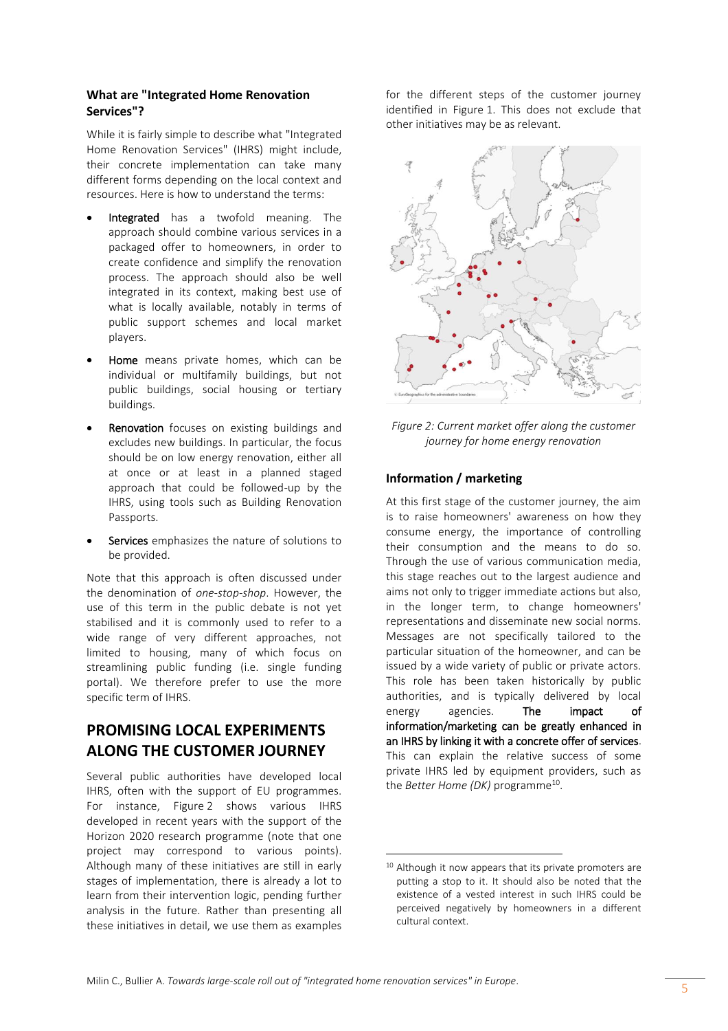### What are "Integrated Home Renovation Services"?

While it is fairly simple to describe what "Integrated Home Renovation Services" (IHRS) might include, their concrete implementation can take many different forms depending on the local context and resources. Here is how to understand the terms:

- Integrated has a twofold meaning. The approach should combine various services in a packaged offer to homeowners, in order to create confidence and simplify the renovation process. The approach should also be well integrated in its context, making best use of what is locally available, notably in terms of public support schemes and local market players.
- Home means private homes, which can be individual or multifamily buildings, but not public buildings, social housing or tertiary buildings.
- Renovation focuses on existing buildings and excludes new buildings. In particular, the focus should be on low energy renovation, either all at once or at least in a planned staged approach that could be followed-up by the IHRS, using tools such as Building Renovation Passports.
- Services emphasizes the nature of solutions to be provided.

Note that this approach is often discussed under the denomination of *one-stop-shop*. However, the use of this term in the public debate is not yet stabilised and it is commonly used to refer to a wide range of very different approaches, not limited to housing, many of which focus on streamlining public funding (i.e. single funding portal). We therefore prefer to use the more specific term of IHRS.

## PROMISING LOCAL EXPERIMENTS ALONG THE CUSTOMER JOURNEY

Several public authorities have developed local IHRS, often with the support of EU programmes. For instance, Figure 2 shows various IHRS developed in recent years with the support of the Horizon 2020 research programme (note that one project may correspond to various points). Although many of these initiatives are still in early stages of implementation, there is already a lot to learn from their intervention logic, pending further analysis in the future. Rather than presenting all these initiatives in detail, we use them as examples for the different steps of the customer journey identified in Figure 1. This does not exclude that other initiatives may be as relevant.

*Figure 2: Current market offer along the customer journey for home energy renovation*

### Information / marketing

At this first stage of the customer journey, the aim is to raise homeowners' awareness on how they consume energy, the importance of controlling their consumption and the means to do so. Through the use of various communication media, this stage reaches out to the largest audience and aims not only to trigger immediate actions but also, in the longer term, to change homeowners' representations and disseminate new social norms. Messages are not specifically tailored to the particular situation of the homeowner, and can be issued by a wide variety of public or private actors. This role has been taken historically by public authorities, and is typically delivered by local energy agencies. **The impact of information/marketing can be greatly enhanced in an IHRS by linking it with a concrete offer of services.** This can explain the relative success of some private IHRS led by equipment providers, such as the *Better Home (DK)* programme[10].

[10] Although it now appears that its private promoters are putting a stop to it. It should also be noted that the existence of a vested interest in such IHRS could be perceived negatively by homeowners in a different cultural context.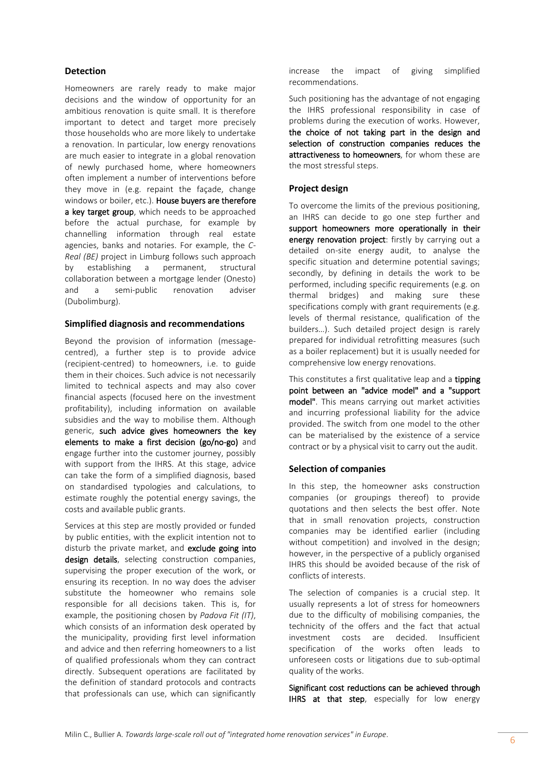### Detection

Homeowners are rarely ready to make major decisions and the window of opportunity for an ambitious renovation is quite small. It is therefore important to detect and target more precisely those households who are more likely to undertake a renovation. In particular, low energy renovations are much easier to integrate in a global renovation of newly purchased home, where homeowners often implement a number of interventions before they move in (e.g. repaint the façade, change windows or boiler, etc.). **House buyers are therefore a key target group**, which needs to be approached before the actual purchase, for example by channelling information through real estate agencies, banks and notaries. For example, the *C-Real (BE)* project in Limburg follows such approach by establishing a permanent, structural collaboration between a mortgage lender (Onesto) and a semi-public renovation adviser (Dubolimburg).

### Simplified diagnosis and recommendations

Beyond the provision of information (message-centred), a further step is to provide advice (recipient-centred) to homeowners, i.e. to guide them in their choices. Such advice is not necessarily limited to technical aspects and may also cover financial aspects (focused here on the investment profitability), including information on available subsidies and the way to mobilise them. Although generic, **such advice gives homeowners the key elements to make a first decision (go/no-go)** and engage further into the customer journey, possibly with support from the IHRS. At this stage, advice can take the form of a simplified diagnosis, based on standardised typologies and calculations, to estimate roughly the potential energy savings, the costs and available public grants.

Services at this step are mostly provided or funded by public entities, with the explicit intention not to disturb the private market, and **exclude going into design details**, selecting construction companies, supervising the proper execution of the work, or ensuring its reception. In no way does the adviser substitute the homeowner who remains sole responsible for all decisions taken. This is, for example, the positioning chosen by *Padova Fit (IT)*, which consists of an information desk operated by the municipality, providing first level information and advice and then referring homeowners to a list of qualified professionals whom they can contract directly. Subsequent operations are facilitated by the definition of standard protocols and contracts that professionals can use, which can significantly increase the impact of giving simplified recommendations.

Such positioning has the advantage of not engaging the IHRS professional responsibility in case of problems during the execution of works. However, **the choice of not taking part in the design and selection of construction companies reduces the attractiveness to homeowners**, for whom these are the most stressful steps.

### Project design

To overcome the limits of the previous positioning, an IHRS can decide to go one step further and **support homeowners more operationally in their energy renovation project**: firstly by carrying out a detailed on-site energy audit, to analyse the specific situation and determine potential savings; secondly, by defining in details the work to be performed, including specific requirements (e.g. on thermal bridges) and making sure these specifications comply with grant requirements (e.g. levels of thermal resistance, qualification of the builders…). Such detailed project design is rarely prepared for individual retrofitting measures (such as a boiler replacement) but it is usually needed for comprehensive low energy renovations.

This constitutes a first qualitative leap and a **tipping point between an "advice model" and a "support model"**. This means carrying out market activities and incurring professional liability for the advice provided. The switch from one model to the other can be materialised by the existence of a service contract or by a physical visit to carry out the audit.

### Selection of companies

In this step, the homeowner asks construction companies (or groupings thereof) to provide quotations and then selects the best offer. Note that in small renovation projects, construction companies may be identified earlier (including without competition) and involved in the design; however, in the perspective of a publicly organised IHRS this should be avoided because of the risk of conflicts of interests.

The selection of companies is a crucial step. It usually represents a lot of stress for homeowners due to the difficulty of mobilising companies, the technicity of the offers and the fact that actual investment costs are decided. Insufficient specification of the works often leads to unforeseen costs or litigations due to sub-optimal quality of the works.

**Significant cost reductions can be achieved through IHRS at that step**, especially for low energy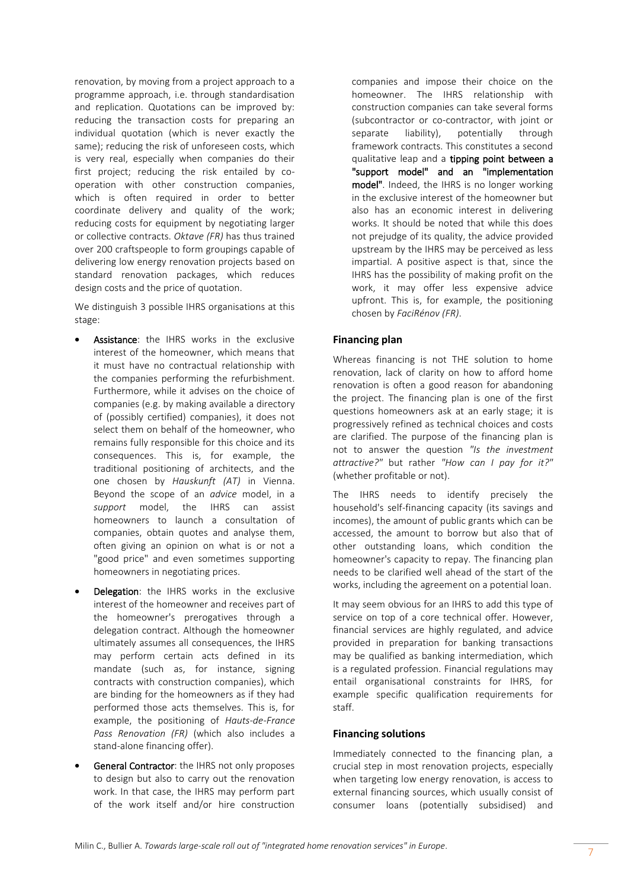renovation, by moving from a project approach to a programme approach, i.e. through standardisation and replication. Quotations can be improved by: reducing the transaction costs for preparing an individual quotation (which is never exactly the same); reducing the risk of unforeseen costs, which is very real, especially when companies do their first project; reducing the risk entailed by co-operation with other construction companies, which is often required in order to better coordinate delivery and quality of the work; reducing costs for equipment by negotiating larger or collective contracts. *Oktave (FR)* has thus trained over 200 craftspeople to form groupings capable of delivering low energy renovation projects based on standard renovation packages, which reduces design costs and the price of quotation.

We distinguish 3 possible IHRS organisations at this stage:

- **Assistance**: the IHRS works in the exclusive interest of the homeowner, which means that it must have no contractual relationship with the companies performing the refurbishment. Furthermore, while it advises on the choice of companies (e.g. by making available a directory of (possibly certified) companies), it does not select them on behalf of the homeowner, who remains fully responsible for this choice and its consequences. This is, for example, the traditional positioning of architects, and the one chosen by *Hauskunft (AT)* in Vienna. Beyond the scope of an *advice* model, in a *support* model, the IHRS can assist homeowners to launch a consultation of companies, obtain quotes and analyse them, often giving an opinion on what is or not a "good price" and even sometimes supporting homeowners in negotiating prices.
- **Delegation**: the IHRS works in the exclusive interest of the homeowner and receives part of the homeowner's prerogatives through a delegation contract. Although the homeowner ultimately assumes all consequences, the IHRS may perform certain acts defined in its mandate (such as, for instance, signing contracts with construction companies), which are binding for the homeowners as if they had performed those acts themselves. This is, for example, the positioning of *Hauts-de-France Pass Renovation (FR)* (which also includes a stand-alone financing offer).
- **General Contractor**: the IHRS not only proposes to design but also to carry out the renovation work. In that case, the IHRS may perform part of the work itself and/or hire construction companies and impose their choice on the homeowner. The IHRS relationship with construction companies can take several forms (subcontractor or co-contractor, with joint or separate liability), potentially through framework contracts. This constitutes a second qualitative leap and a **tipping point between a "support model" and an "implementation model"**. Indeed, the IHRS is no longer working in the exclusive interest of the homeowner but also has an economic interest in delivering works. It should be noted that while this does not prejudge of its quality, the advice provided upstream by the IHRS may be perceived as less impartial. A positive aspect is that, since the IHRS has the possibility of making profit on the work, it may offer less expensive advice upfront. This is, for example, the positioning chosen by *FaciRénov (FR)*.

### Financing plan

Whereas financing is not THE solution to home renovation, lack of clarity on how to afford home renovation is often a good reason for abandoning the project. The financing plan is one of the first questions homeowners ask at an early stage; it is progressively refined as technical choices and costs are clarified. The purpose of the financing plan is not to answer the question *"Is the investment attractive?"* but rather *"How can I pay for it?"* (whether profitable or not).

The IHRS needs to identify precisely the household's self-financing capacity (its savings and incomes), the amount of public grants which can be accessed, the amount to borrow but also that of other outstanding loans, which condition the homeowner's capacity to repay. The financing plan needs to be clarified well ahead of the start of the works, including the agreement on a potential loan.

It may seem obvious for an IHRS to add this type of service on top of a core technical offer. However, financial services are highly regulated, and advice provided in preparation for banking transactions may be qualified as banking intermediation, which is a regulated profession. Financial regulations may entail organisational constraints for IHRS, for example specific qualification requirements for staff.

### Financing solutions

Immediately connected to the financing plan, a crucial step in most renovation projects, especially when targeting low energy renovation, is access to external financing sources, which usually consist of consumer loans (potentially subsidised) and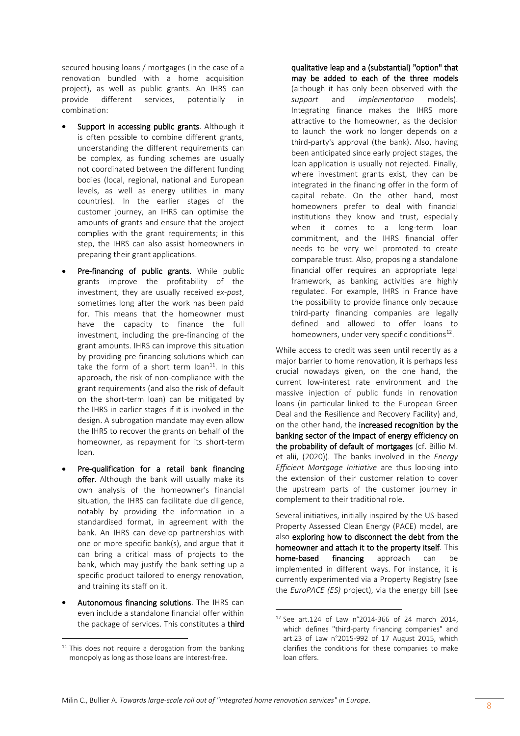secured housing loans / mortgages (in the case of a renovation bundled with a home acquisition project), as well as public grants. An IHRS can provide different services, potentially in combination:

- **Support in accessing public grants**. Although it is often possible to combine different grants, understanding the different requirements can be complex, as funding schemes are usually not coordinated between the different funding bodies (local, regional, national and European levels, as well as energy utilities in many countries). In the earlier stages of the customer journey, an IHRS can optimise the amounts of grants and ensure that the project complies with the grant requirements; in this step, the IHRS can also assist homeowners in preparing their grant applications.
- **Pre-financing of public grants**. While public grants improve the profitability of the investment, they are usually received *ex-post*, sometimes long after the work has been paid for. This means that the homeowner must have the capacity to finance the full investment, including the pre-financing of the grant amounts. IHRS can improve this situation by providing pre-financing solutions which can take the form of a short term loan[11]. In this approach, the risk of non-compliance with the grant requirements (and also the risk of default on the short-term loan) can be mitigated by the IHRS in earlier stages if it is involved in the design. A subrogation mandate may even allow the IHRS to recover the grants on behalf of the homeowner, as repayment for its short-term loan.
- **Pre-qualification for a retail bank financing offer**. Although the bank will usually make its own analysis of the homeowner's financial situation, the IHRS can facilitate due diligence, notably by providing the information in a standardised format, in agreement with the bank. An IHRS can develop partnerships with one or more specific bank(s), and argue that it can bring a critical mass of projects to the bank, which may justify the bank setting up a specific product tailored to energy renovation, and training its staff on it.
- **Autonomous financing solutions**. The IHRS can even include a standalone financial offer within the package of services. This constitutes a **third qualitative leap and a (substantial) "option" that may be added to each of the three models** (although it has only been observed with the *support* and *implementation* models). Integrating finance makes the IHRS more attractive to the homeowner, as the decision to launch the work no longer depends on a third-party's approval (the bank). Also, having been anticipated since early project stages, the loan application is usually not rejected. Finally, where investment grants exist, they can be integrated in the financing offer in the form of capital rebate. On the other hand, most homeowners prefer to deal with financial institutions they know and trust, especially when it comes to a long-term loan commitment, and the IHRS financial offer needs to be very well promoted to create comparable trust. Also, proposing a standalone financial offer requires an appropriate legal framework, as banking activities are highly regulated. For example, IHRS in France have the possibility to provide finance only because third-party financing companies are legally defined and allowed to offer loans to homeowners, under very specific conditions[12].

While access to credit was seen until recently as a major barrier to home renovation, it is perhaps less crucial nowadays given, on the one hand, the current low-interest rate environment and the massive injection of public funds in renovation loans (in particular linked to the European Green Deal and the Resilience and Recovery Facility) and, on the other hand, the **increased recognition by the banking sector of the impact of energy efficiency on the probability of default of mortgages** (cf. Billio M. et alii, (2020)). The banks involved in the *Energy Efficient Mortgage Initiative* are thus looking into the extension of their customer relation to cover the upstream parts of the customer journey in complement to their traditional role.

Several initiatives, initially inspired by the US-based Property Assessed Clean Energy (PACE) model, are also **exploring how to disconnect the debt from the homeowner and attach it to the property itself**. This **home-based financing** approach can be implemented in different ways. For instance, it is currently experimented via a Property Registry (see the *EuroPACE (ES)* project), via the energy bill (see

[11] This does not require a derogation from the banking monopoly as long as those loans are interest-free.

[12] See art.124 of Law n°2014-366 of 24 march 2014, which defines "third-party financing companies" and art.23 of Law n°2015-992 of 17 August 2015, which clarifies the conditions for these companies to make loan offers.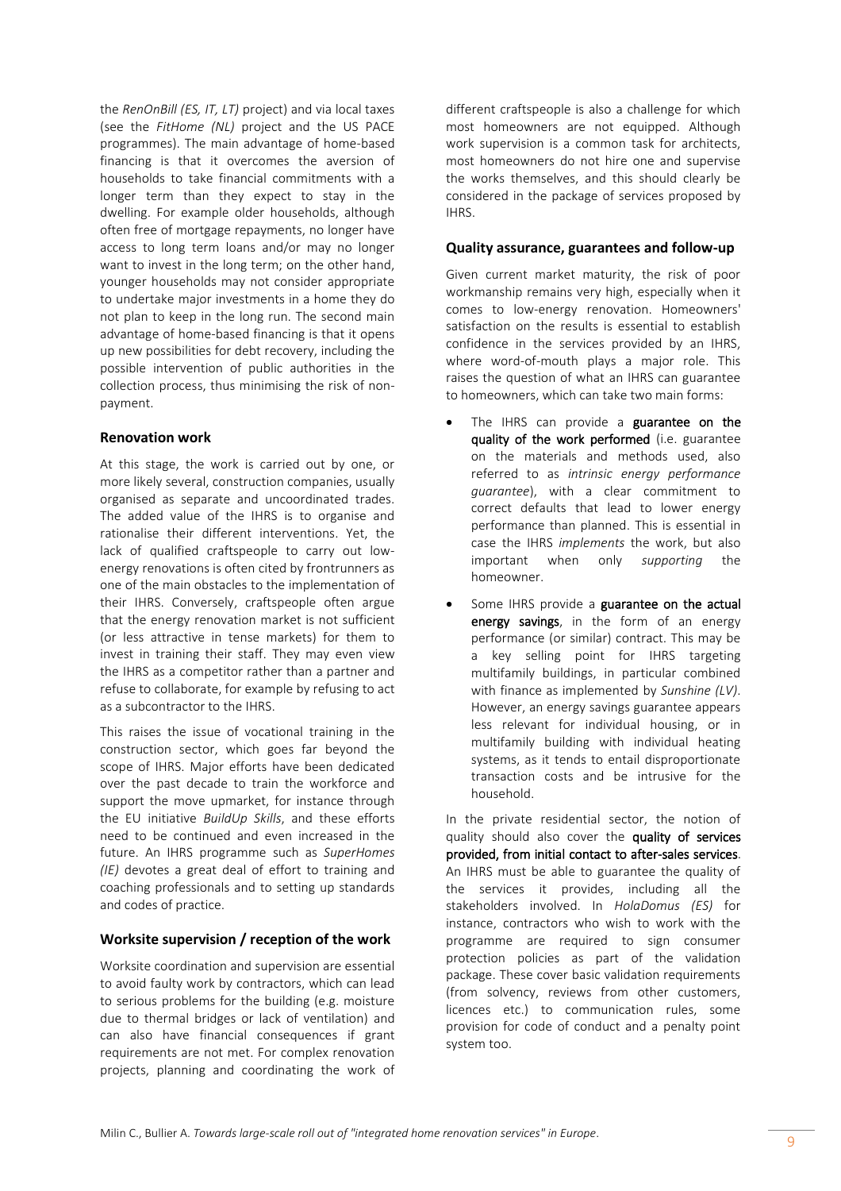the *RenOnBill (ES, IT, LT)* project) and via local taxes (see the *FitHome (NL)* project and the US PACE programmes). The main advantage of home-based financing is that it overcomes the aversion of households to take financial commitments with a longer term than they expect to stay in the dwelling. For example older households, although often free of mortgage repayments, no longer have access to long term loans and/or may no longer want to invest in the long term; on the other hand, younger households may not consider appropriate to undertake major investments in a home they do not plan to keep in the long run. The second main advantage of home-based financing is that it opens up new possibilities for debt recovery, including the possible intervention of public authorities in the collection process, thus minimising the risk of non-payment.

### Renovation work

At this stage, the work is carried out by one, or more likely several, construction companies, usually organised as separate and uncoordinated trades. The added value of the IHRS is to organise and rationalise their different interventions. Yet, the lack of qualified craftspeople to carry out low-energy renovations is often cited by frontrunners as one of the main obstacles to the implementation of their IHRS. Conversely, craftspeople often argue that the energy renovation market is not sufficient (or less attractive in tense markets) for them to invest in training their staff. They may even view the IHRS as a competitor rather than a partner and refuse to collaborate, for example by refusing to act as a subcontractor to the IHRS.

This raises the issue of vocational training in the construction sector, which goes far beyond the scope of IHRS. Major efforts have been dedicated over the past decade to train the workforce and support the move upmarket, for instance through the EU initiative *BuildUp Skills*, and these efforts need to be continued and even increased in the future. An IHRS programme such as *SuperHomes (IE)* devotes a great deal of effort to training and coaching professionals and to setting up standards and codes of practice.

### Worksite supervision / reception of the work

Worksite coordination and supervision are essential to avoid faulty work by contractors, which can lead to serious problems for the building (e.g. moisture due to thermal bridges or lack of ventilation) and can also have financial consequences if grant requirements are not met. For complex renovation projects, planning and coordinating the work of different craftspeople is also a challenge for which most homeowners are not equipped. Although work supervision is a common task for architects, most homeowners do not hire one and supervise the works themselves, and this should clearly be considered in the package of services proposed by IHRS.

### Quality assurance, guarantees and follow-up

Given current market maturity, the risk of poor workmanship remains very high, especially when it comes to low-energy renovation. Homeowners' satisfaction on the results is essential to establish confidence in the services provided by an IHRS, where word-of-mouth plays a major role. This raises the question of what an IHRS can guarantee to homeowners, which can take two main forms:

- The IHRS can provide a **guarantee on the quality of the work performed** (i.e. guarantee on the materials and methods used, also referred to as *intrinsic energy performance guarantee*), with a clear commitment to correct defaults that lead to lower energy performance than planned. This is essential in case the IHRS *implements* the work, but also important when only *supporting* the homeowner.
- Some IHRS provide a **guarantee on the actual energy savings**, in the form of an energy performance (or similar) contract. This may be a key selling point for IHRS targeting multifamily buildings, in particular combined with finance as implemented by *Sunshine (LV)*. However, an energy savings guarantee appears less relevant for individual housing, or in multifamily building with individual heating systems, as it tends to entail disproportionate transaction costs and be intrusive for the household.

In the private residential sector, the notion of quality should also cover the **quality of services provided, from initial contact to after-sales services**. An IHRS must be able to guarantee the quality of the services it provides, including all the stakeholders involved. In *HolaDomus (ES)* for instance, contractors who wish to work with the programme are required to sign consumer protection policies as part of the validation package. These cover basic validation requirements (from solvency, reviews from other customers, licences etc.) to communication rules, some provision for code of conduct and a penalty point system too.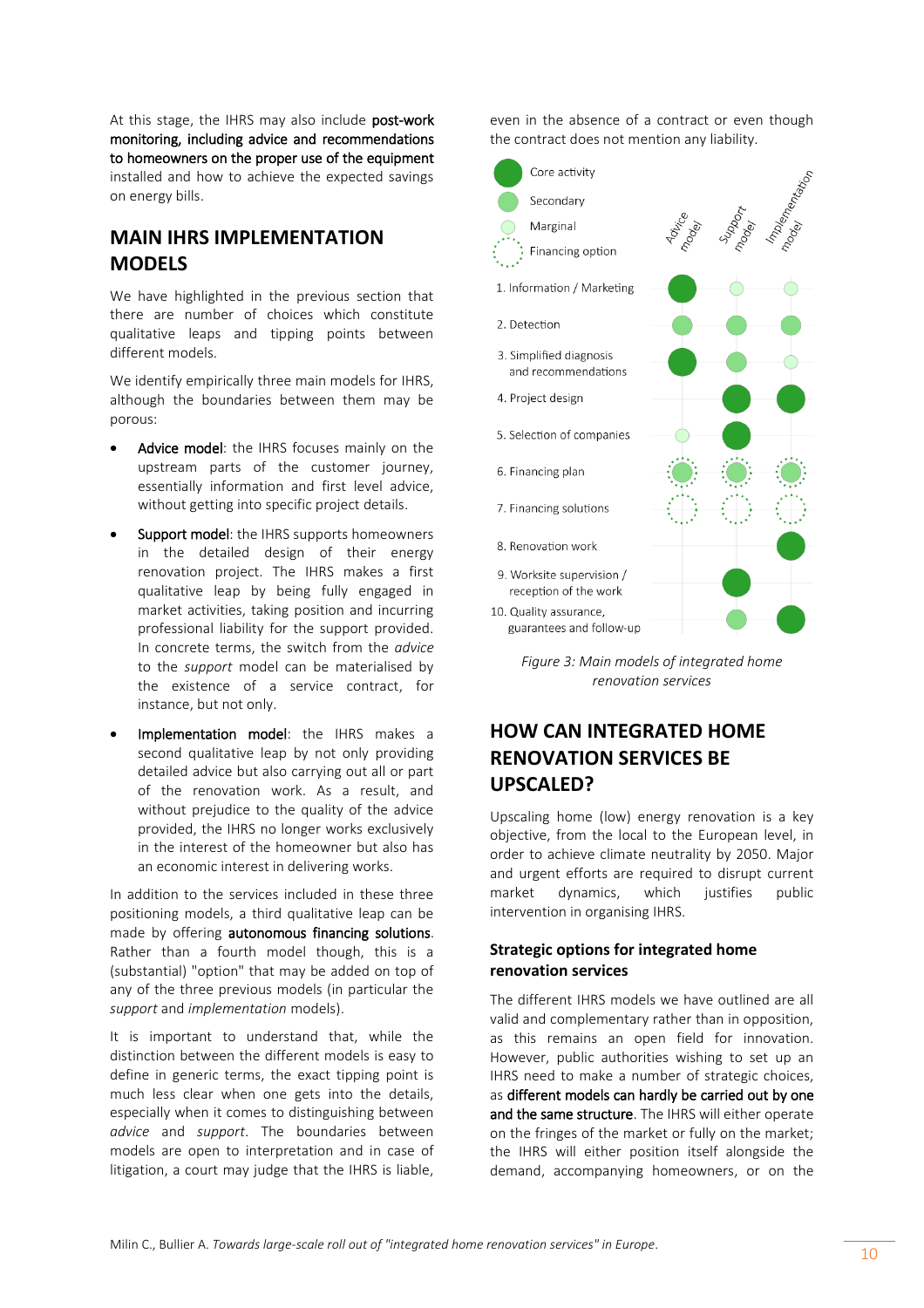At this stage, the IHRS may also include **post-work monitoring, including advice and recommendations to homeowners on the proper use of the equipment** installed and how to achieve the expected savings on energy bills.

## MAIN IHRS IMPLEMENTATION MODELS

We have highlighted in the previous section that there are number of choices which constitute qualitative leaps and tipping points between different models.

We identify empirically three main models for IHRS, although the boundaries between them may be porous:

- Advice model: the IHRS focuses mainly on the upstream parts of the customer journey, essentially information and first level advice, without getting into specific project details.
- Support model: the IHRS supports homeowners in the detailed design of their energy renovation project. The IHRS makes a first qualitative leap by being fully engaged in market activities, taking position and incurring professional liability for the support provided. In concrete terms, the switch from the *advice* to the *support* model can be materialised by the existence of a service contract, for instance, but not only.
- Implementation model: the IHRS makes a second qualitative leap by not only providing detailed advice but also carrying out all or part of the renovation work. As a result, and without prejudice to the quality of the advice provided, the IHRS no longer works exclusively in the interest of the homeowner but also has an economic interest in delivering works.

In addition to the services included in these three positioning models, a third qualitative leap can be made by offering **autonomous financing solutions**. Rather than a fourth model though, this is a (substantial) "option" that may be added on top of any of the three previous models (in particular the *support* and *implementation* models).

It is important to understand that, while the distinction between the different models is easy to define in generic terms, the exact tipping point is much less clear when one gets into the details, especially when it comes to distinguishing between *advice* and *support*. The boundaries between models are open to interpretation and in case of litigation, a court may judge that the IHRS is liable, even in the absence of a contract or even though the contract does not mention any liability.

Legend: Core activity / Secondary / Marginal / Financing option

| | Advice model | Support model | Implementation model |
|---|---|---|---|
| 1. Information / Marketing | Core activity | Marginal | Marginal |
| 2. Detection | Secondary | Secondary | Secondary |
| 3. Simplified diagnosis and recommendations | Core activity | Secondary | Marginal |
| 4. Project design | | Core activity | Core activity |
| 5. Selection of companies | Marginal | Core activity | |
| 6. Financing plan | Secondary + Financing option | Secondary + Financing option | Secondary + Financing option |
| 7. Financing solutions | Financing option | Financing option | Financing option |
| 8. Renovation work | | | Core activity |
| 9. Worksite supervision / reception of the work | | Core activity | |
| 10. Quality assurance, guarantees and follow-up | | Secondary | Core activity |

*Figure 3: Main models of integrated home renovation services*

## HOW CAN INTEGRATED HOME RENOVATION SERVICES BE UPSCALED?

Upscaling home (low) energy renovation is a key objective, from the local to the European level, in order to achieve climate neutrality by 2050. Major and urgent efforts are required to disrupt current market dynamics, which justifies public intervention in organising IHRS.

### Strategic options for integrated home renovation services

The different IHRS models we have outlined are all valid and complementary rather than in opposition, as this remains an open field for innovation. However, public authorities wishing to set up an IHRS need to make a number of strategic choices, as **different models can hardly be carried out by one and the same structure**. The IHRS will either operate on the fringes of the market or fully on the market; the IHRS will either position itself alongside the demand, accompanying homeowners, or on the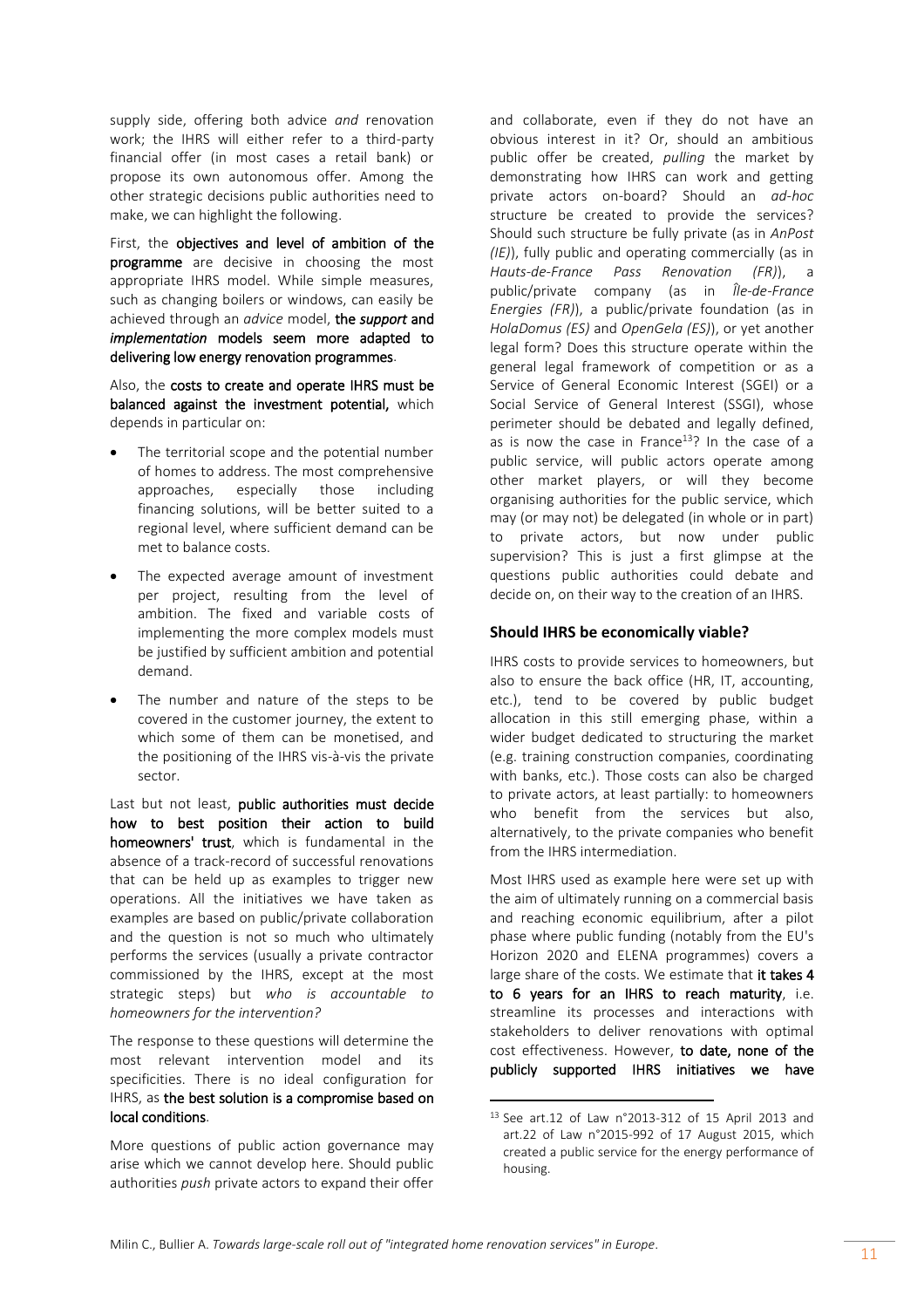supply side, offering both advice *and* renovation work; the IHRS will either refer to a third-party financial offer (in most cases a retail bank) or propose its own autonomous offer. Among the other strategic decisions public authorities need to make, we can highlight the following.

First, the **objectives and level of ambition of the programme** are decisive in choosing the most appropriate IHRS model. While simple measures, such as changing boilers or windows, can easily be achieved through an *advice* model, **the *support* and *implementation* models seem more adapted to delivering low energy renovation programmes**.

Also, the **costs to create and operate IHRS must be balanced against the investment potential,** which depends in particular on:

- The territorial scope and the potential number of homes to address. The most comprehensive approaches, especially those including financing solutions, will be better suited to a regional level, where sufficient demand can be met to balance costs.
- The expected average amount of investment per project, resulting from the level of ambition. The fixed and variable costs of implementing the more complex models must be justified by sufficient ambition and potential demand.
- The number and nature of the steps to be covered in the customer journey, the extent to which some of them can be monetised, and the positioning of the IHRS vis-à-vis the private sector.

Last but not least, **public authorities must decide how to best position their action to build homeowners' trust**, which is fundamental in the absence of a track-record of successful renovations that can be held up as examples to trigger new operations. All the initiatives we have taken as examples are based on public/private collaboration and the question is not so much who ultimately performs the services (usually a private contractor commissioned by the IHRS, except at the most strategic steps) but *who is accountable to homeowners for the intervention?*

The response to these questions will determine the most relevant intervention model and its specificities. There is no ideal configuration for IHRS, as **the best solution is a compromise based on local conditions**.

More questions of public action governance may arise which we cannot develop here. Should public authorities *push* private actors to expand their offer and collaborate, even if they do not have an obvious interest in it? Or, should an ambitious public offer be created, *pulling* the market by demonstrating how IHRS can work and getting private actors on-board? Should an *ad-hoc* structure be created to provide the services? Should such structure be fully private (as in *AnPost (IE)*), fully public and operating commercially (as in *Hauts-de-France Pass Renovation (FR)*), a public/private company (as in *Île-de-France Energies (FR)*), a public/private foundation (as in *HolaDomus (ES)* and *OpenGela (ES)*), or yet another legal form? Does this structure operate within the general legal framework of competition or as a Service of General Economic Interest (SGEI) or a Social Service of General Interest (SSGI), whose perimeter should be debated and legally defined, as is now the case in France[13]? In the case of a public service, will public actors operate among other market players, or will they become organising authorities for the public service, which may (or may not) be delegated (in whole or in part) to private actors, but now under public supervision? This is just a first glimpse at the questions public authorities could debate and decide on, on their way to the creation of an IHRS.

### Should IHRS be economically viable?

IHRS costs to provide services to homeowners, but also to ensure the back office (HR, IT, accounting, etc.), tend to be covered by public budget allocation in this still emerging phase, within a wider budget dedicated to structuring the market (e.g. training construction companies, coordinating with banks, etc.). Those costs can also be charged to private actors, at least partially: to homeowners who benefit from the services but also, alternatively, to the private companies who benefit from the IHRS intermediation.

Most IHRS used as example here were set up with the aim of ultimately running on a commercial basis and reaching economic equilibrium, after a pilot phase where public funding (notably from the EU's Horizon 2020 and ELENA programmes) covers a large share of the costs. We estimate that **it takes 4 to 6 years for an IHRS to reach maturity**, i.e. streamline its processes and interactions with stakeholders to deliver renovations with optimal cost effectiveness. However, **to date, none of the publicly supported IHRS initiatives we have**

[13] See art.12 of Law n°2013-312 of 15 April 2013 and art.22 of Law n°2015-992 of 17 August 2015, which created a public service for the energy performance of housing.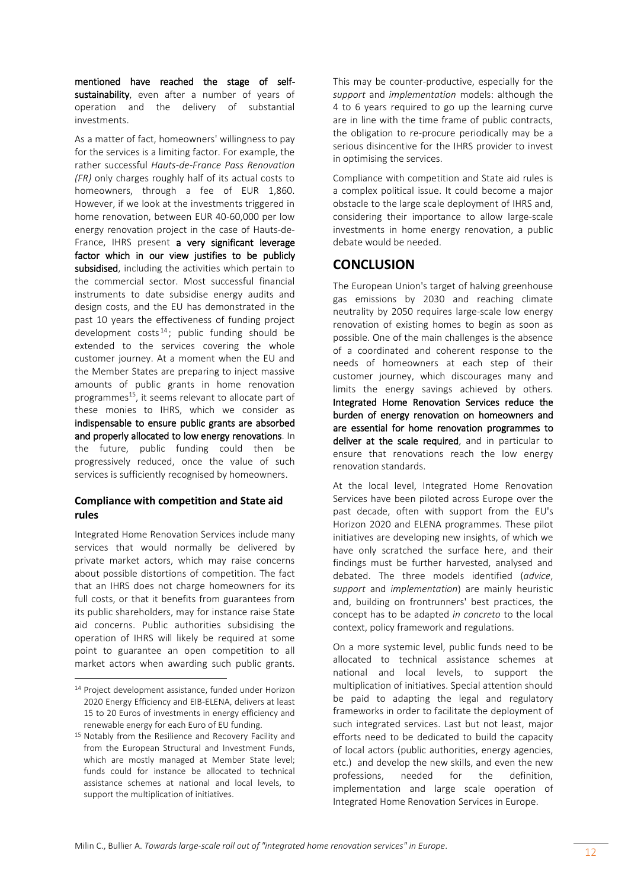**mentioned have reached the stage of self-sustainability**, even after a number of years of operation and the delivery of substantial investments.

As a matter of fact, homeowners' willingness to pay for the services is a limiting factor. For example, the rather successful *Hauts-de-France Pass Renovation (FR)* only charges roughly half of its actual costs to homeowners, through a fee of EUR 1,860. However, if we look at the investments triggered in home renovation, between EUR 40-60,000 per low energy renovation project in the case of Hauts-de-France, IHRS present **a very significant leverage factor which in our view justifies to be publicly subsidised**, including the activities which pertain to the commercial sector. Most successful financial instruments to date subsidise energy audits and design costs, and the EU has demonstrated in the past 10 years the effectiveness of funding project development costs[14]; public funding should be extended to the services covering the whole customer journey. At a moment when the EU and the Member States are preparing to inject massive amounts of public grants in home renovation programmes[15], it seems relevant to allocate part of these monies to IHRS, which we consider as **indispensable to ensure public grants are absorbed and properly allocated to low energy renovations**. In the future, public funding could then be progressively reduced, once the value of such services is sufficiently recognised by homeowners.

### Compliance with competition and State aid rules

Integrated Home Renovation Services include many services that would normally be delivered by private market actors, which may raise concerns about possible distortions of competition. The fact that an IHRS does not charge homeowners for its full costs, or that it benefits from guarantees from its public shareholders, may for instance raise State aid concerns. Public authorities subsidising the operation of IHRS will likely be required at some point to guarantee an open competition to all market actors when awarding such public grants. This may be counter-productive, especially for the *support* and *implementation* models: although the 4 to 6 years required to go up the learning curve are in line with the time frame of public contracts, the obligation to re-procure periodically may be a serious disincentive for the IHRS provider to invest in optimising the services.

Compliance with competition and State aid rules is a complex political issue. It could become a major obstacle to the large scale deployment of IHRS and, considering their importance to allow large-scale investments in home energy renovation, a public debate would be needed.

## CONCLUSION

The European Union's target of halving greenhouse gas emissions by 2030 and reaching climate neutrality by 2050 requires large-scale low energy renovation of existing homes to begin as soon as possible. One of the main challenges is the absence of a coordinated and coherent response to the needs of homeowners at each step of their customer journey, which discourages many and limits the energy savings achieved by others. **Integrated Home Renovation Services reduce the burden of energy renovation on homeowners and are essential for home renovation programmes to deliver at the scale required**, and in particular to ensure that renovations reach the low energy renovation standards.

At the local level, Integrated Home Renovation Services have been piloted across Europe over the past decade, often with support from the EU's Horizon 2020 and ELENA programmes. These pilot initiatives are developing new insights, of which we have only scratched the surface here, and their findings must be further harvested, analysed and debated. The three models identified (*advice*, *support* and *implementation*) are mainly heuristic and, building on frontrunners' best practices, the concept has to be adapted *in concreto* to the local context, policy framework and regulations.

On a more systemic level, public funds need to be allocated to technical assistance schemes at national and local levels, to support the multiplication of initiatives. Special attention should be paid to adapting the legal and regulatory frameworks in order to facilitate the deployment of such integrated services. Last but not least, major efforts need to be dedicated to build the capacity of local actors (public authorities, energy agencies, etc.) and develop the new skills, and even the new professions, needed for the definition, implementation and large scale operation of Integrated Home Renovation Services in Europe.

---

[14] Project development assistance, funded under Horizon 2020 Energy Efficiency and EIB-ELENA, delivers at least 15 to 20 Euros of investments in energy efficiency and renewable energy for each Euro of EU funding.

[15] Notably from the Resilience and Recovery Facility and from the European Structural and Investment Funds, which are mostly managed at Member State level; funds could for instance be allocated to technical assistance schemes at national and local levels, to support the multiplication of initiatives.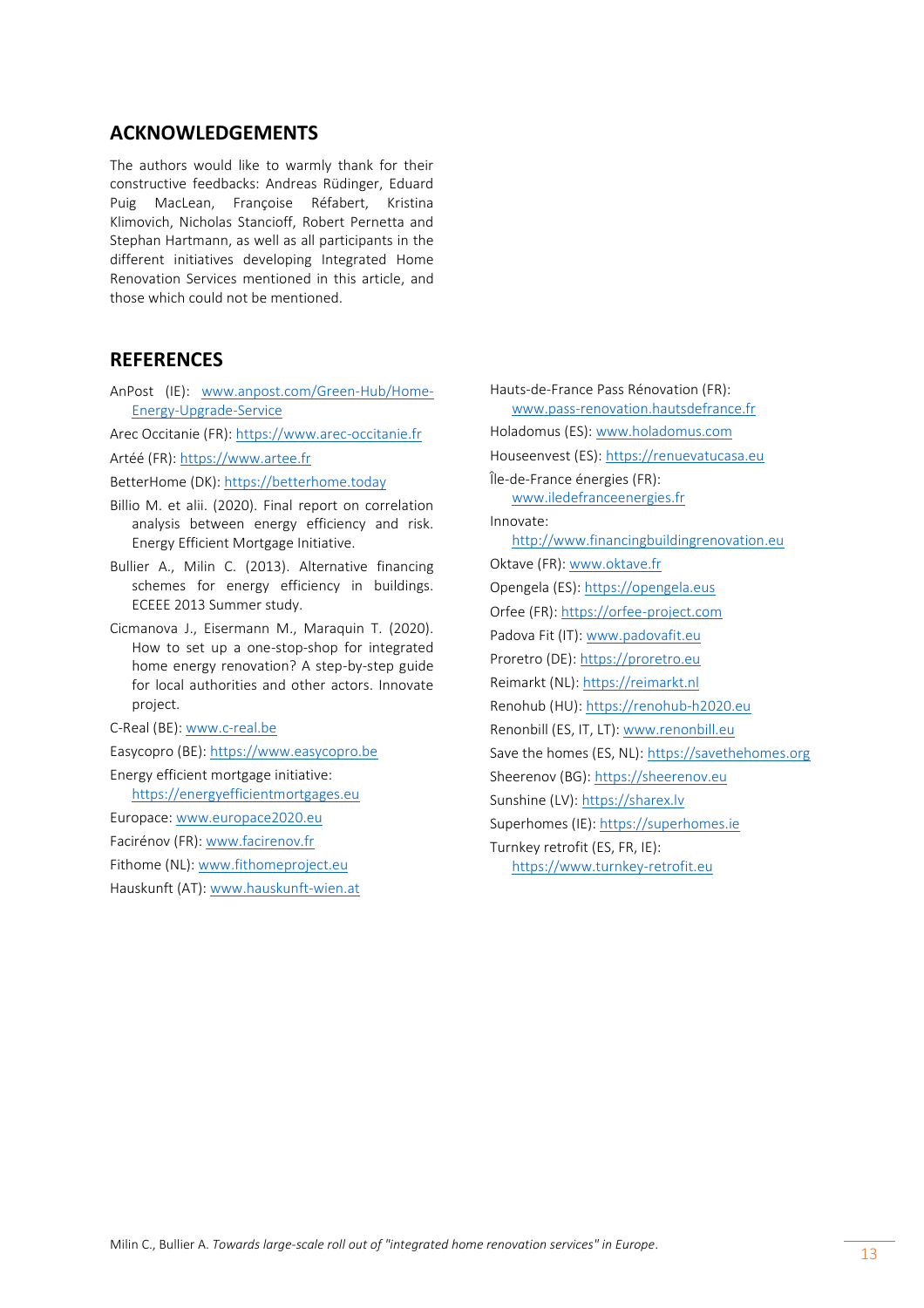## ACKNOWLEDGEMENTS

The authors would like to warmly thank for their constructive feedbacks: Andreas Rüdinger, Eduard Puig MacLean, Françoise Réfabert, Kristina Klimovich, Nicholas Stancioff, Robert Pernetta and Stephan Hartmann, as well as all participants in the different initiatives developing Integrated Home Renovation Services mentioned in this article, and those which could not be mentioned.

## REFERENCES

AnPost (IE): www.anpost.com/Green-Hub/Home-Energy-Upgrade-Service

Arec Occitanie (FR): https://www.arec-occitanie.fr

Artéé (FR): https://www.artee.fr

BetterHome (DK): https://betterhome.today

Billio M. et alii. (2020). Final report on correlation analysis between energy efficiency and risk. Energy Efficient Mortgage Initiative.

Bullier A., Milin C. (2013). Alternative financing schemes for energy efficiency in buildings. ECEEE 2013 Summer study.

Cicmanova J., Eisermann M., Maraquin T. (2020). How to set up a one-stop-shop for integrated home energy renovation? A step-by-step guide for local authorities and other actors. Innovate project.

C-Real (BE): www.c-real.be

Easycopro (BE): https://www.easycopro.be

Energy efficient mortgage initiative: https://energyefficientmortgages.eu

Europace: www.europace2020.eu

Facirénov (FR): www.facirenov.fr

Fithome (NL): www.fithomeproject.eu

Hauskunft (AT): www.hauskunft-wien.at

Hauts-de-France Pass Rénovation (FR): www.pass-renovation.hautsdefrance.fr

Holadomus (ES): www.holadomus.com

Houseenvest (ES): https://renuevatucasa.eu

Île-de-France énergies (FR): www.iledefranceenergies.fr

Innovate: http://www.financingbuildingrenovation.eu

Oktave (FR): www.oktave.fr

Opengela (ES): https://opengela.eus

Orfee (FR): https://orfee-project.com

Padova Fit (IT): www.padovafit.eu

Proretro (DE): https://proretro.eu

Reimarkt (NL): https://reimarkt.nl

Renohub (HU): https://renohub-h2020.eu

Renonbill (ES, IT, LT): www.renonbill.eu

Save the homes (ES, NL): https://savethehomes.org

Sheerenov (BG): https://sheerenov.eu

Sunshine (LV): https://sharex.lv

Superhomes (IE): https://superhomes.ie

Turnkey retrofit (ES, FR, IE): https://www.turnkey-retrofit.eu